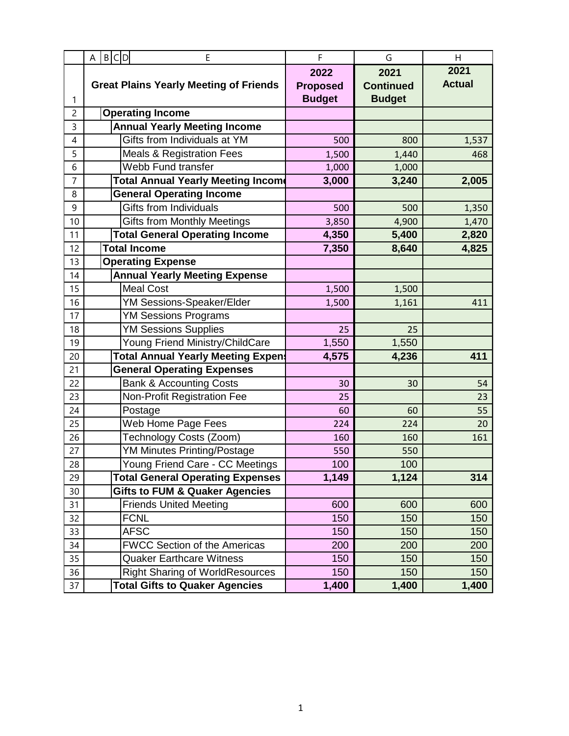| Great Plains Yearly Meeting of Friends | 2022 Proposed Budget | 2021 Continued Budget | 2021 Actual |
|---|---|---|---|
| **Operating Income** | | | |
| **Annual Yearly Meeting Income** | | | |
| Gifts from Individuals at YM | 500 | 800 | 1,537 |
| Meals & Registration Fees | 1,500 | 1,440 | 468 |
| Webb Fund transfer | 1,000 | 1,000 | |
| **Total Annual Yearly Meeting Income** | **3,000** | **3,240** | **2,005** |
| **General Operating Income** | | | |
| Gifts from Individuals | 500 | 500 | 1,350 |
| Gifts from Monthly Meetings | 3,850 | 4,900 | 1,470 |
| **Total General Operating Income** | **4,350** | **5,400** | **2,820** |
| **Total Income** | **7,350** | **8,640** | **4,825** |
| **Operating Expense** | | | |
| **Annual Yearly Meeting Expense** | | | |
| Meal Cost | 1,500 | 1,500 | |
| YM Sessions-Speaker/Elder | 1,500 | 1,161 | 411 |
| YM Sessions Programs | | | |
| YM Sessions Supplies | 25 | 25 | |
| Young Friend Ministry/ChildCare | 1,550 | 1,550 | |
| **Total Annual Yearly Meeting Expense** | **4,575** | **4,236** | **411** |
| **General Operating Expenses** | | | |
| Bank & Accounting Costs | 30 | 30 | 54 |
| Non-Profit Registration Fee | 25 | | 23 |
| Postage | 60 | 60 | 55 |
| Web Home Page Fees | 224 | 224 | 20 |
| Technology Costs (Zoom) | 160 | 160 | 161 |
| YM Minutes Printing/Postage | 550 | 550 | |
| Young Friend Care - CC Meetings | 100 | 100 | |
| **Total General Operating Expenses** | **1,149** | **1,124** | **314** |
| **Gifts to FUM & Quaker Agencies** | | | |
| Friends United Meeting | 600 | 600 | 600 |
| FCNL | 150 | 150 | 150 |
| AFSC | 150 | 150 | 150 |
| FWCC Section of the Americas | 200 | 200 | 200 |
| Quaker Earthcare Witness | 150 | 150 | 150 |
| Right Sharing of WorldResources | 150 | 150 | 150 |
| **Total Gifts to Quaker Agencies** | **1,400** | **1,400** | **1,400** |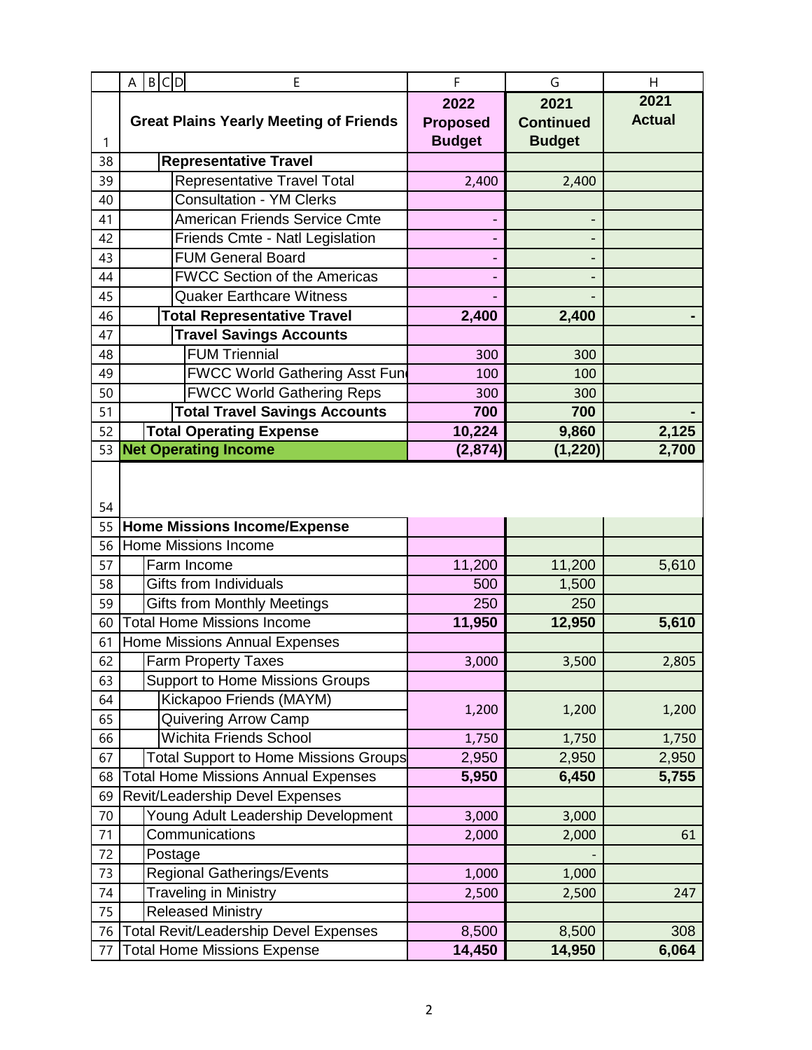| | Great Plains Yearly Meeting of Friends | 2022 Proposed Budget | 2021 Continued Budget | 2021 Actual |
|---|---|---|---|---|
| 38 | **Representative Travel** | | | |
| 39 | Representative Travel Total | 2,400 | 2,400 | |
| 40 | Consultation - YM Clerks | | | |
| 41 | American Friends Service Cmte | - | - | |
| 42 | Friends Cmte - Natl Legislation | - | - | |
| 43 | FUM General Board | - | - | |
| 44 | FWCC Section of the Americas | - | - | |
| 45 | Quaker Earthcare Witness | - | - | |
| 46 | **Total Representative Travel** | **2,400** | **2,400** | **-** |
| 47 | **Travel Savings Accounts** | | | |
| 48 | FUM Triennial | 300 | 300 | |
| 49 | FWCC World Gathering Asst Fun | 100 | 100 | |
| 50 | FWCC World Gathering Reps | 300 | 300 | |
| 51 | **Total Travel Savings Accounts** | **700** | **700** | **-** |
| 52 | **Total Operating Expense** | **10,224** | **9,860** | **2,125** |
| 53 | **Net Operating Income** | **(2,874)** | **(1,220)** | **2,700** |
| 54 | | | | |
| 55 | **Home Missions Income/Expense** | | | |
| 56 | Home Missions Income | | | |
| 57 | Farm Income | 11,200 | 11,200 | 5,610 |
| 58 | Gifts from Individuals | 500 | 1,500 | |
| 59 | Gifts from Monthly Meetings | 250 | 250 | |
| 60 | Total Home Missions Income | **11,950** | **12,950** | **5,610** |
| 61 | Home Missions Annual Expenses | | | |
| 62 | Farm Property Taxes | 3,000 | 3,500 | 2,805 |
| 63 | Support to Home Missions Groups | | | |
| 64 | Kickapoo Friends (MAYM) | 1,200 | 1,200 | 1,200 |
| 65 | Quivering Arrow Camp | | | |
| 66 | Wichita Friends School | 1,750 | 1,750 | 1,750 |
| 67 | Total Support to Home Missions Groups | 2,950 | 2,950 | 2,950 |
| 68 | Total Home Missions Annual Expenses | **5,950** | **6,450** | **5,755** |
| 69 | Revit/Leadership Devel Expenses | | | |
| 70 | Young Adult Leadership Development | 3,000 | 3,000 | |
| 71 | Communications | 2,000 | 2,000 | 61 |
| 72 | Postage | | - | |
| 73 | Regional Gatherings/Events | 1,000 | 1,000 | |
| 74 | Traveling in Ministry | 2,500 | 2,500 | 247 |
| 75 | Released Ministry | | | |
| 76 | Total Revit/Leadership Devel Expenses | 8,500 | 8,500 | 308 |
| 77 | Total Home Missions Expense | **14,450** | **14,950** | **6,064** |